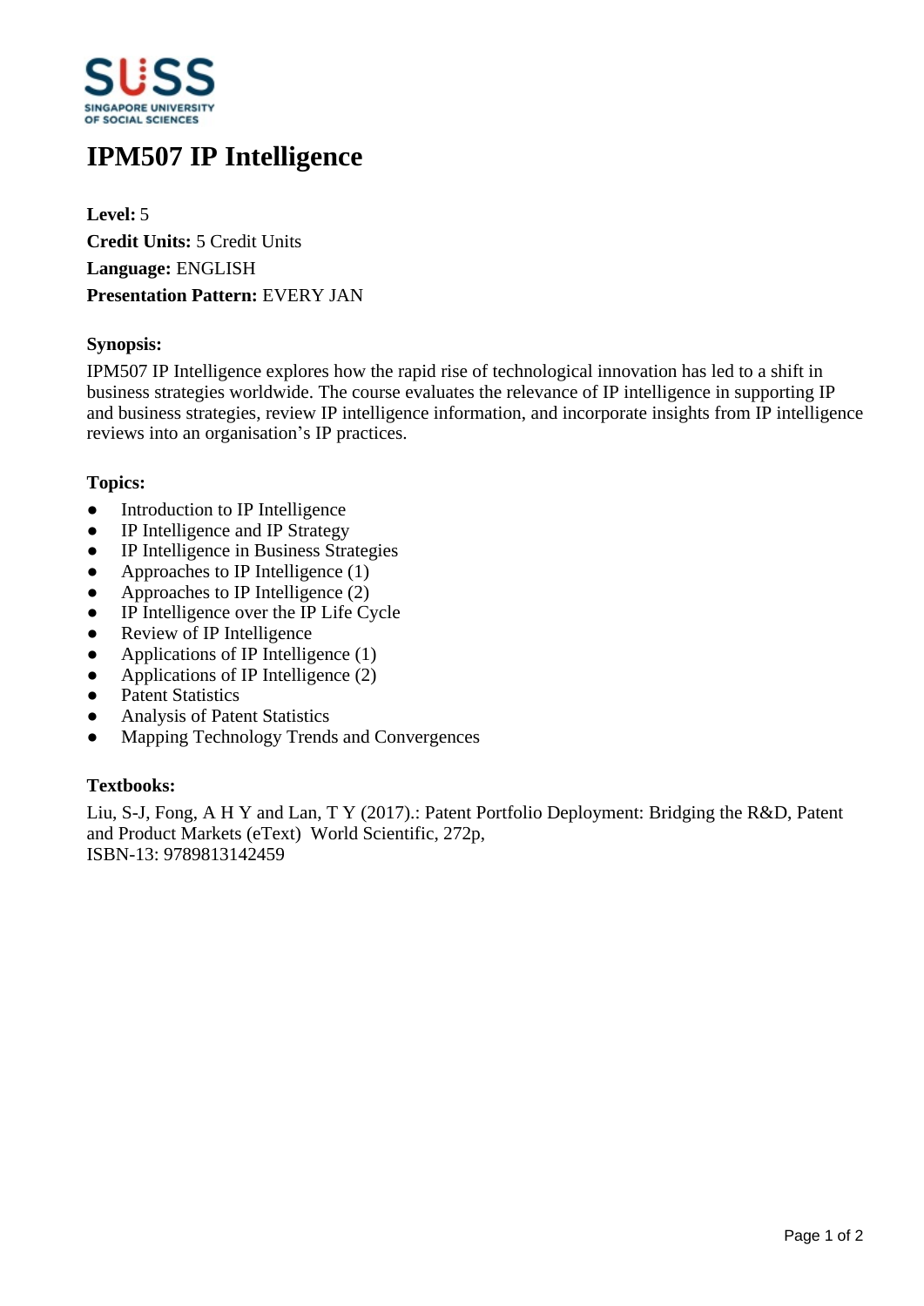# IPM507 IP Intelligence

**Level:** 5
**Credit Units:** 5 Credit Units
**Language:** ENGLISH
**Presentation Pattern:** EVERY JAN

### Synopsis:

IPM507 IP Intelligence explores how the rapid rise of technological innovation has led to a shift in business strategies worldwide. The course evaluates the relevance of IP intelligence in supporting IP and business strategies, review IP intelligence information, and incorporate insights from IP intelligence reviews into an organisation's IP practices.

### Topics:

- Introduction to IP Intelligence
- IP Intelligence and IP Strategy
- IP Intelligence in Business Strategies
- Approaches to IP Intelligence (1)
- Approaches to IP Intelligence (2)
- IP Intelligence over the IP Life Cycle
- Review of IP Intelligence
- Applications of IP Intelligence (1)
- Applications of IP Intelligence (2)
- Patent Statistics
- Analysis of Patent Statistics
- Mapping Technology Trends and Convergences

### Textbooks:

Liu, S-J, Fong, A H Y and Lan, T Y (2017).: Patent Portfolio Deployment: Bridging the R&D, Patent and Product Markets (eText) World Scientific, 272p,
ISBN-13: 9789813142459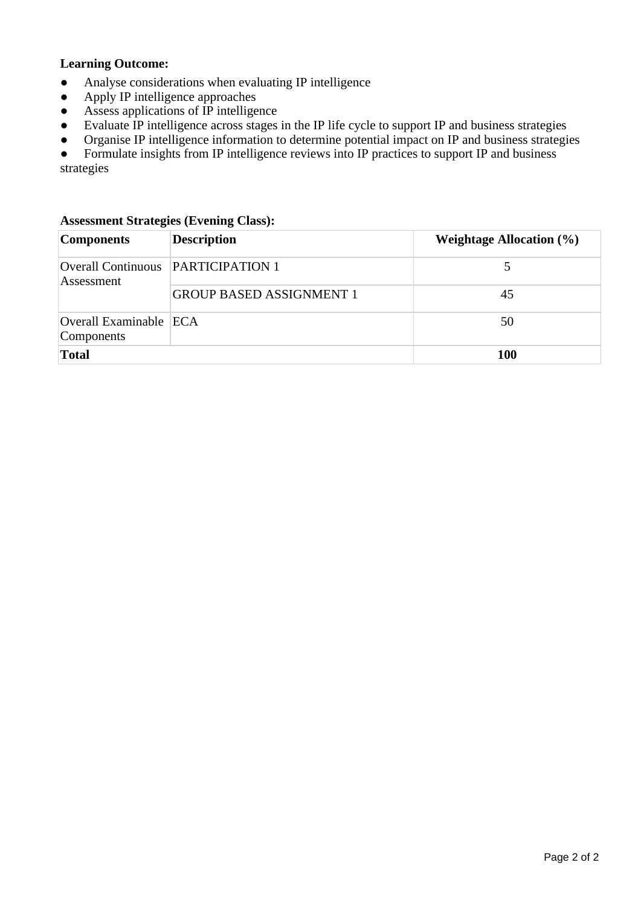**Learning Outcome:**

- Analyse considerations when evaluating IP intelligence
- Apply IP intelligence approaches
- Assess applications of IP intelligence
- Evaluate IP intelligence across stages in the IP life cycle to support IP and business strategies
- Organise IP intelligence information to determine potential impact on IP and business strategies
- Formulate insights from IP intelligence reviews into IP practices to support IP and business strategies

**Assessment Strategies (Evening Class):**

| **Components** | **Description** | **Weightage Allocation (%)** |
|---|---|---|
| Overall Continuous Assessment | PARTICIPATION 1 | 5 |
| | GROUP BASED ASSIGNMENT 1 | 45 |
| Overall Examinable Components | ECA | 50 |
| **Total** | | **100** |